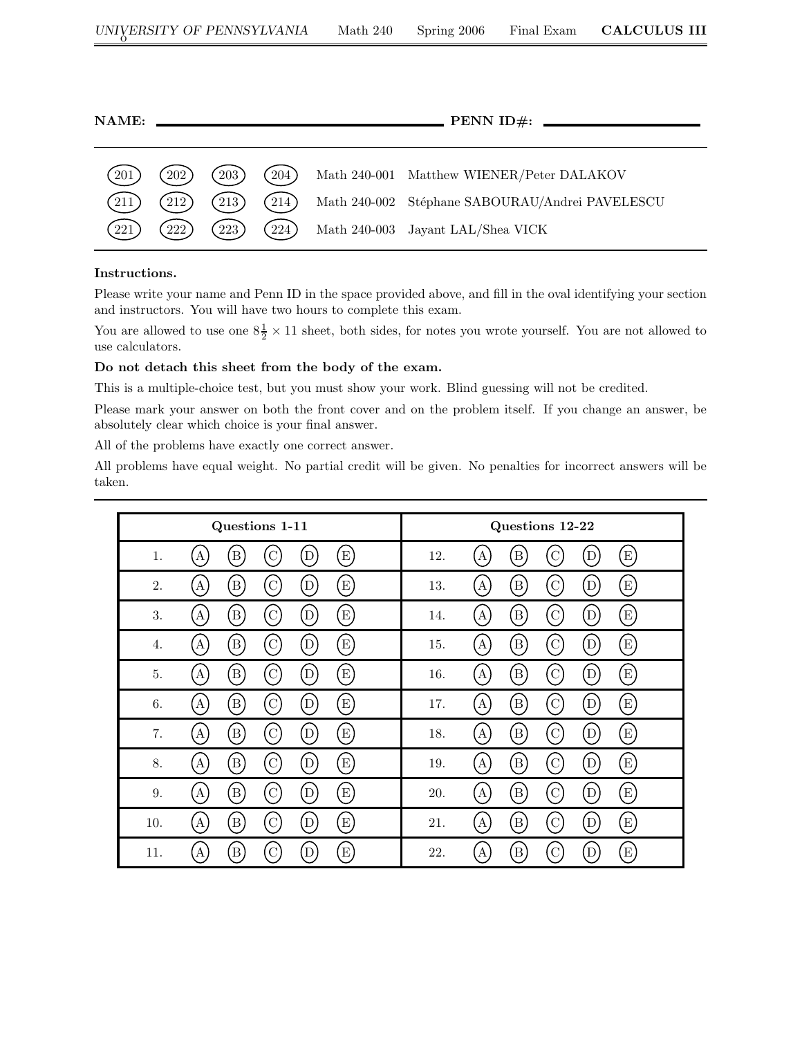UNIVERSITY OF PENNSYLVANIA Math 240 Spring 2006 Final Exam **CALCULUS III**

**NAME:** ______________________________ **PENN ID#:** ________________

| | | | | | |
|---|---|---|---|---|---|
| (201) | (202) | (203) | (204) | Math 240-001 | Matthew WIENER/Peter DALAKOV |
| (211) | (212) | (213) | (214) | Math 240-002 | Stéphane SABOURAU/Andrei PAVELESCU |
| (221) | (222) | (223) | (224) | Math 240-003 | Jayant LAL/Shea VICK |

**Instructions.**

Please write your name and Penn ID in the space provided above, and fill in the oval identifying your section and instructors. You will have two hours to complete this exam.

You are allowed to use one $8\frac{1}{2} \times 11$ sheet, both sides, for notes you wrote yourself. You are not allowed to use calculators.

**Do not detach this sheet from the body of the exam.**

This is a multiple-choice test, but you must show your work. Blind guessing will not be credited.

Please mark your answer on both the front cover and on the problem itself. If you change an answer, be absolutely clear which choice is your final answer.

All of the problems have exactly one correct answer.

All problems have equal weight. No partial credit will be given. No penalties for incorrect answers will be taken.

| **Questions 1-11** | | | | | | **Questions 12-22** | | | | | |
|---|---|---|---|---|---|---|---|---|---|---|---|
| 1. | (A) | (B) | (C) | (D) | (E) | 12. | (A) | (B) | (C) | (D) | (E) |
| 2. | (A) | (B) | (C) | (D) | (E) | 13. | (A) | (B) | (C) | (D) | (E) |
| 3. | (A) | (B) | (C) | (D) | (E) | 14. | (A) | (B) | (C) | (D) | (E) |
| 4. | (A) | (B) | (C) | (D) | (E) | 15. | (A) | (B) | (C) | (D) | (E) |
| 5. | (A) | (B) | (C) | (D) | (E) | 16. | (A) | (B) | (C) | (D) | (E) |
| 6. | (A) | (B) | (C) | (D) | (E) | 17. | (A) | (B) | (C) | (D) | (E) |
| 7. | (A) | (B) | (C) | (D) | (E) | 18. | (A) | (B) | (C) | (D) | (E) |
| 8. | (A) | (B) | (C) | (D) | (E) | 19. | (A) | (B) | (C) | (D) | (E) |
| 9. | (A) | (B) | (C) | (D) | (E) | 20. | (A) | (B) | (C) | (D) | (E) |
| 10. | (A) | (B) | (C) | (D) | (E) | 21. | (A) | (B) | (C) | (D) | (E) |
| 11. | (A) | (B) | (C) | (D) | (E) | 22. | (A) | (B) | (C) | (D) | (E) |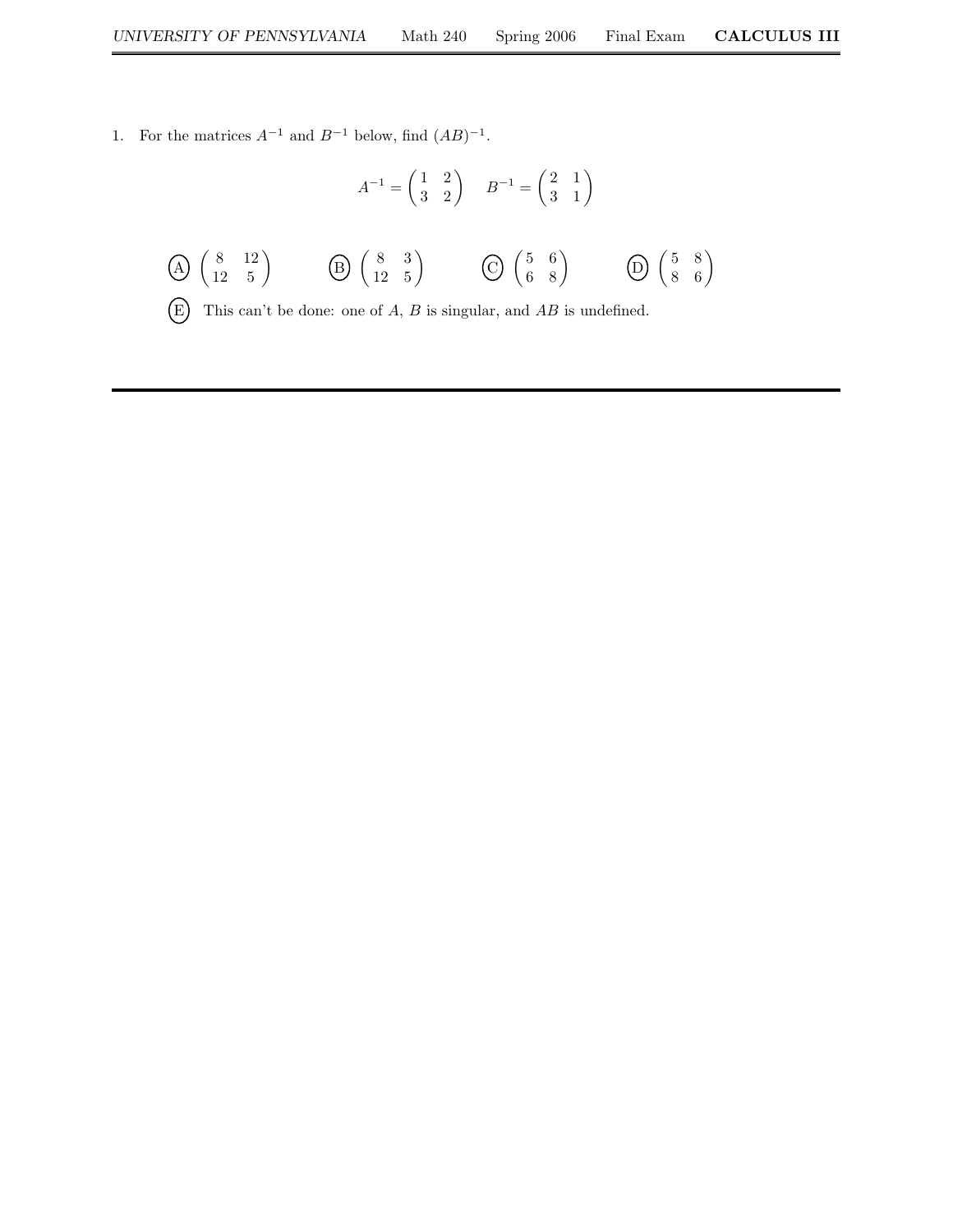1. For the matrices $A^{-1}$ and $B^{-1}$ below, find $(AB)^{-1}$.

$$A^{-1} = \begin{pmatrix} 1 & 2 \\ 3 & 2 \end{pmatrix} \quad B^{-1} = \begin{pmatrix} 2 & 1 \\ 3 & 1 \end{pmatrix}$$

(A) $\begin{pmatrix} 8 & 12 \\ 12 & 5 \end{pmatrix}$ (B) $\begin{pmatrix} 8 & 3 \\ 12 & 5 \end{pmatrix}$ (C) $\begin{pmatrix} 5 & 6 \\ 6 & 8 \end{pmatrix}$ (D) $\begin{pmatrix} 5 & 8 \\ 8 & 6 \end{pmatrix}$

(E) This can't be done: one of $A$, $B$ is singular, and $AB$ is undefined.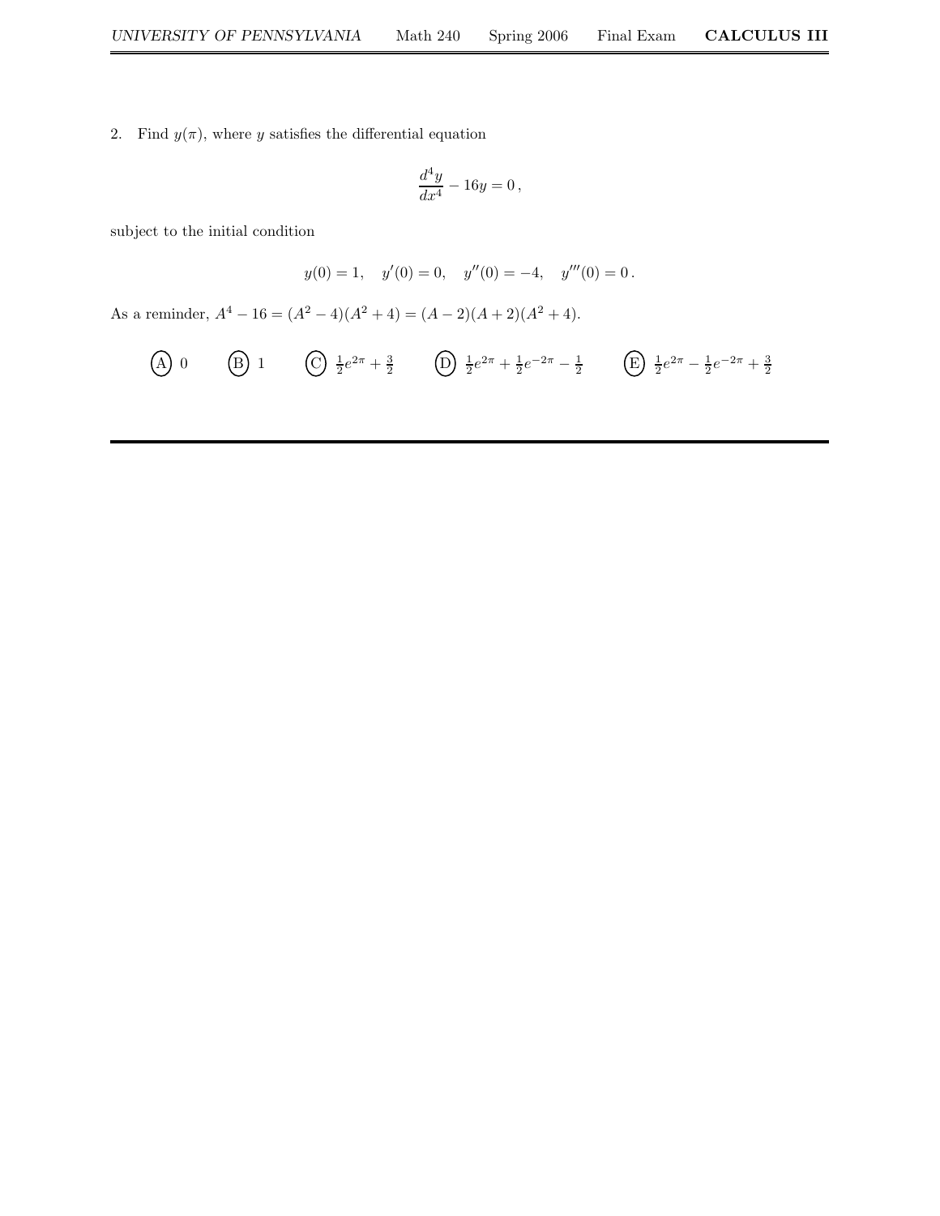2. Find $y(\pi)$, where $y$ satisfies the differential equation

$$\frac{d^4y}{dx^4} - 16y = 0\,,$$

subject to the initial condition

$$y(0) = 1, \quad y'(0) = 0, \quad y''(0) = -4, \quad y'''(0) = 0\,.$$

As a reminder, $A^4 - 16 = (A^2 - 4)(A^2 + 4) = (A - 2)(A + 2)(A^2 + 4)$.

(A) $0$ (B) $1$ (C) $\frac{1}{2}e^{2\pi} + \frac{3}{2}$ (D) $\frac{1}{2}e^{2\pi} + \frac{1}{2}e^{-2\pi} - \frac{1}{2}$ (E) $\frac{1}{2}e^{2\pi} - \frac{1}{2}e^{-2\pi} + \frac{3}{2}$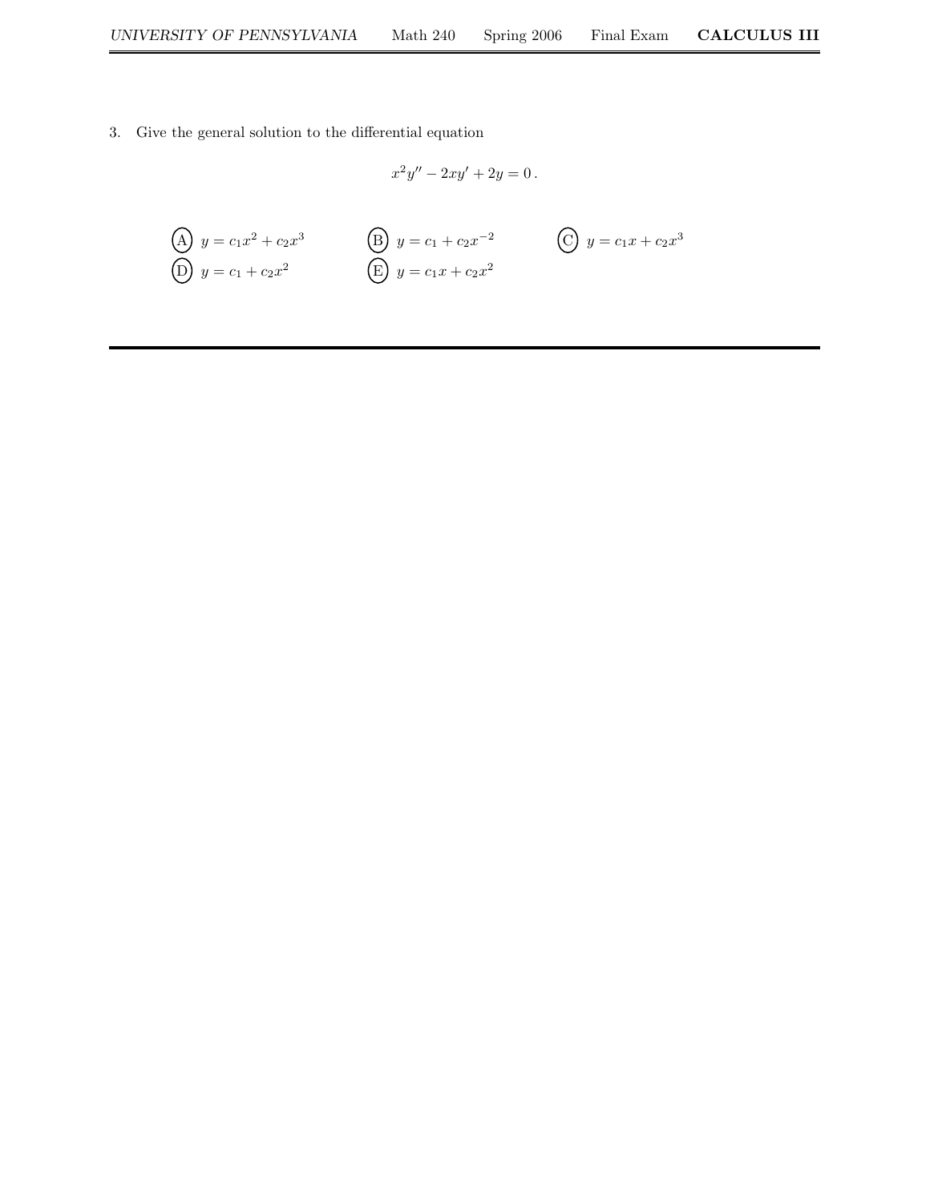3. Give the general solution to the differential equation

$$x^2y'' - 2xy' + 2y = 0\,.$$

(A) $y = c_1x^2 + c_2x^3$

(B) $y = c_1 + c_2x^{-2}$

(C) $y = c_1x + c_2x^3$

(D) $y = c_1 + c_2x^2$

(E) $y = c_1x + c_2x^2$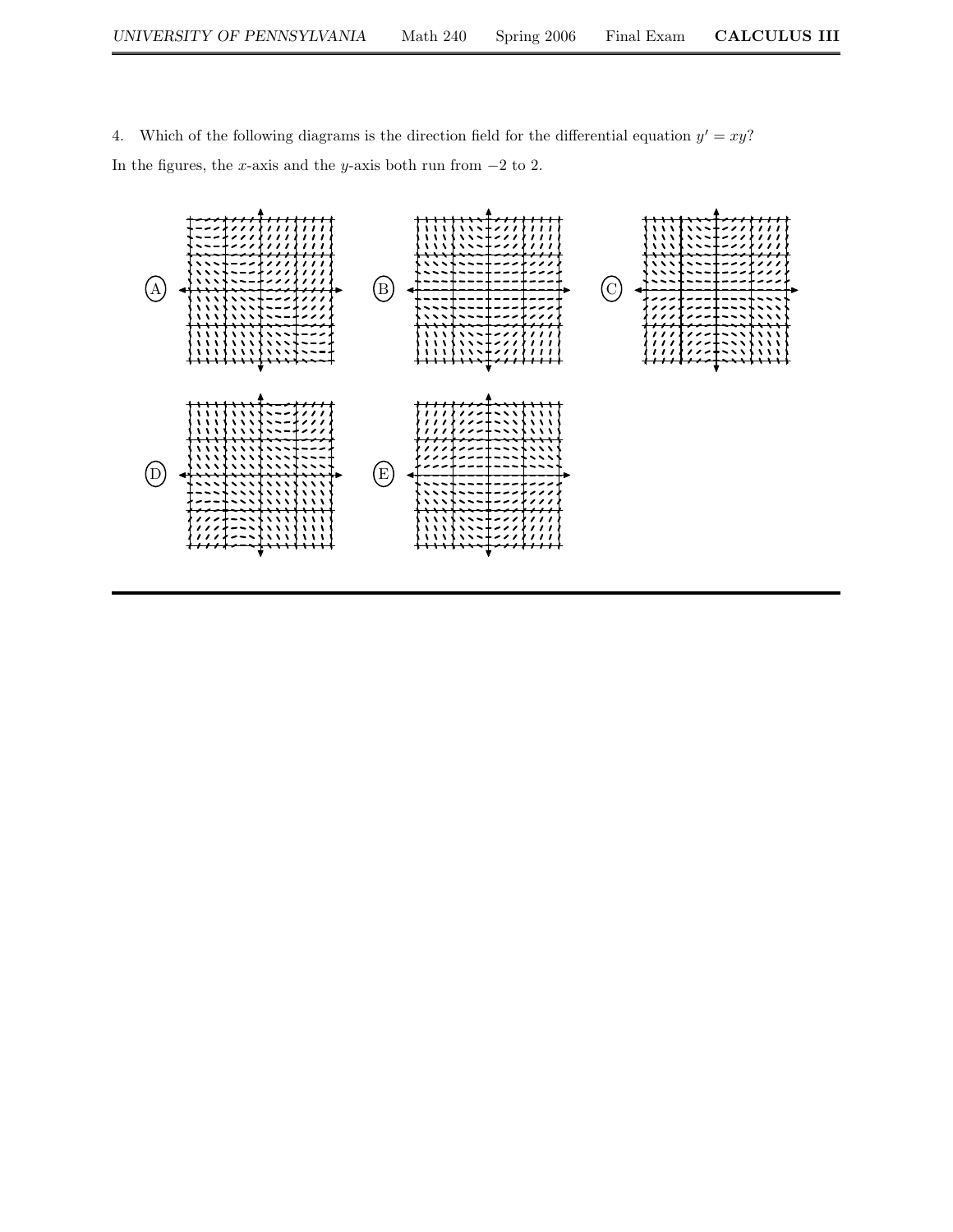4. Which of the following diagrams is the direction field for the differential equation $y' = xy$?

In the figures, the $x$-axis and the $y$-axis both run from $-2$ to $2$.

A

B

C

D

E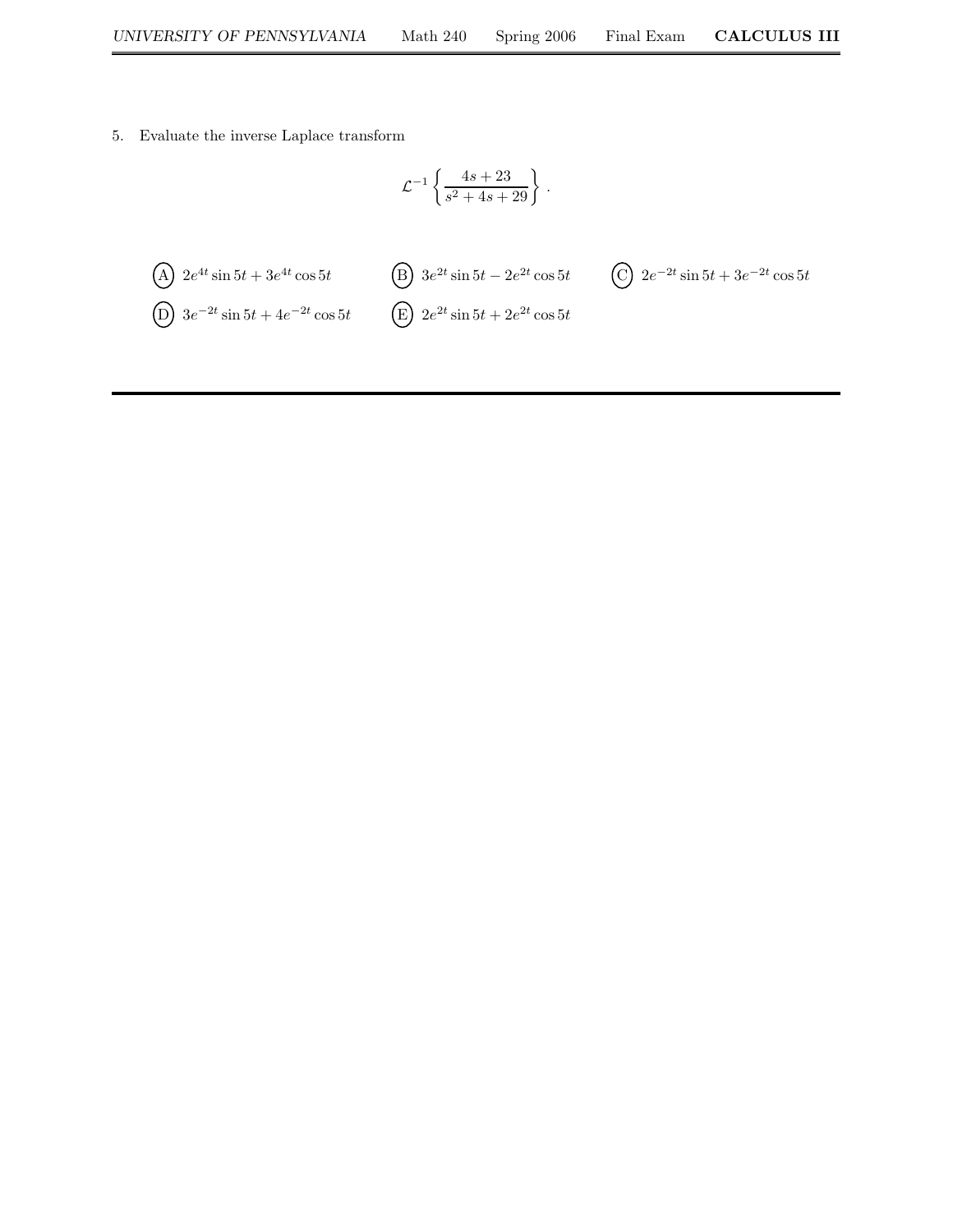5. Evaluate the inverse Laplace transform

$$\mathcal{L}^{-1}\left\{\frac{4s+23}{s^2+4s+29}\right\}.$$

(A) $2e^{4t}\sin 5t + 3e^{4t}\cos 5t$

(B) $3e^{2t}\sin 5t - 2e^{2t}\cos 5t$

(C) $2e^{-2t}\sin 5t + 3e^{-2t}\cos 5t$

(D) $3e^{-2t}\sin 5t + 4e^{-2t}\cos 5t$

(E) $2e^{2t}\sin 5t + 2e^{2t}\cos 5t$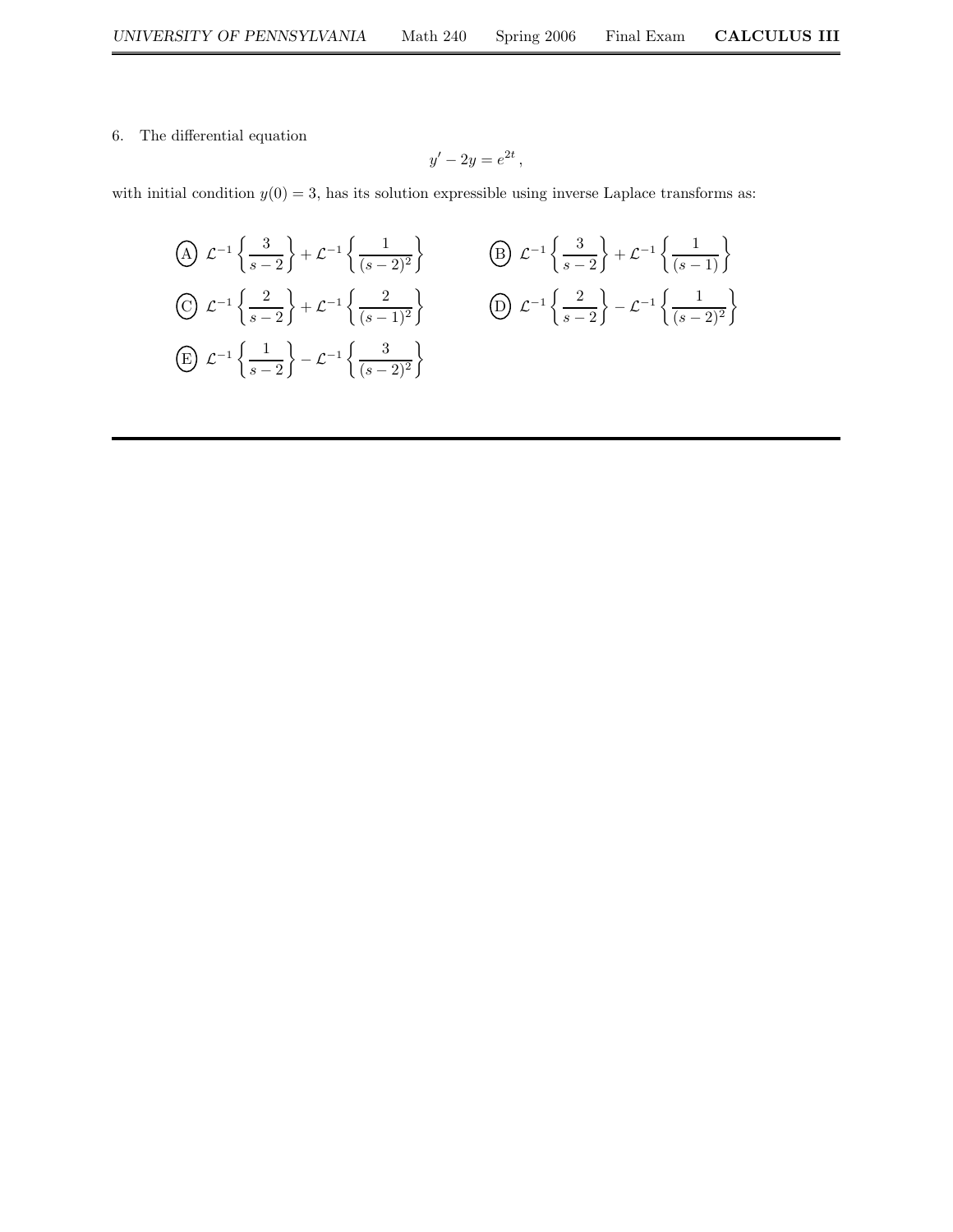6. The differential equation

$$y' - 2y = e^{2t},$$

with initial condition $y(0) = 3$, has its solution expressible using inverse Laplace transforms as:

(A) $\mathcal{L}^{-1}\left\{\frac{3}{s-2}\right\} + \mathcal{L}^{-1}\left\{\frac{1}{(s-2)^2}\right\}$

(B) $\mathcal{L}^{-1}\left\{\frac{3}{s-2}\right\} + \mathcal{L}^{-1}\left\{\frac{1}{(s-1)}\right\}$

(C) $\mathcal{L}^{-1}\left\{\frac{2}{s-2}\right\} + \mathcal{L}^{-1}\left\{\frac{2}{(s-1)^2}\right\}$

(D) $\mathcal{L}^{-1}\left\{\frac{2}{s-2}\right\} - \mathcal{L}^{-1}\left\{\frac{1}{(s-2)^2}\right\}$

(E) $\mathcal{L}^{-1}\left\{\frac{1}{s-2}\right\} - \mathcal{L}^{-1}\left\{\frac{3}{(s-2)^2}\right\}$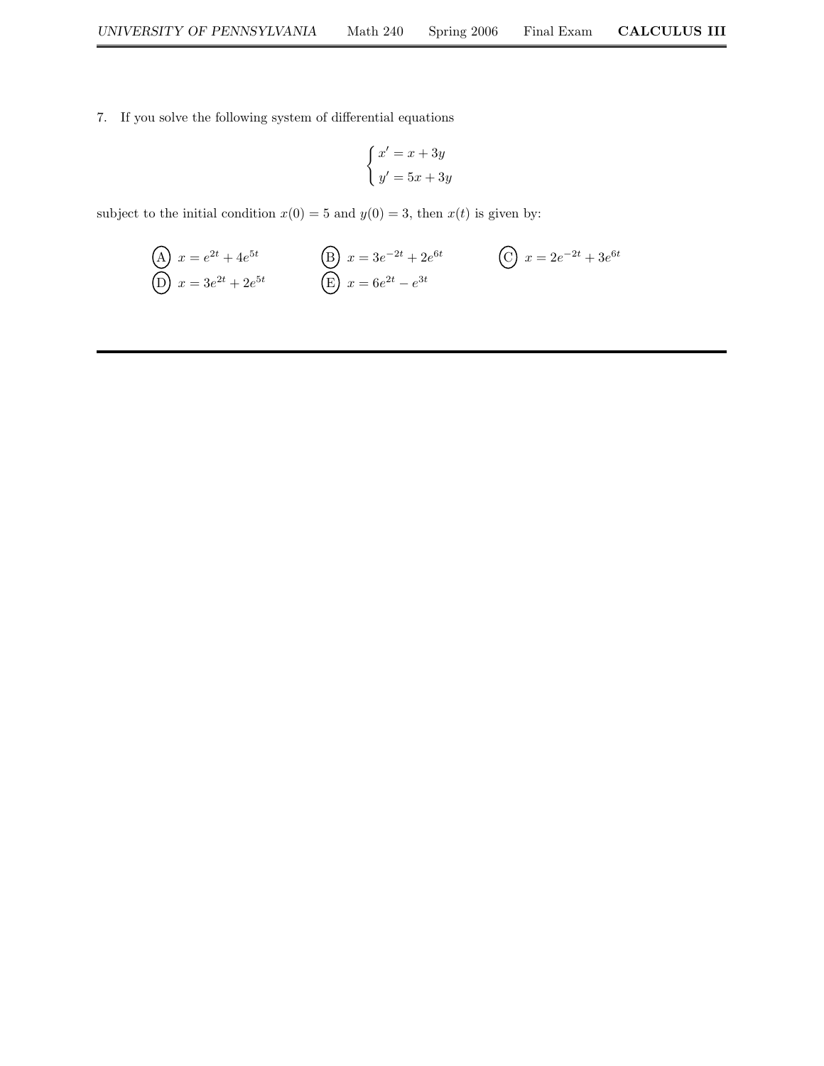7. If you solve the following system of differential equations

$$\begin{cases} x' = x + 3y \\ y' = 5x + 3y \end{cases}$$

subject to the initial condition $x(0) = 5$ and $y(0) = 3$, then $x(t)$ is given by:

(A) $x = e^{2t} + 4e^{5t}$

(B) $x = 3e^{-2t} + 2e^{6t}$

(C) $x = 2e^{-2t} + 3e^{6t}$

(D) $x = 3e^{2t} + 2e^{5t}$

(E) $x = 6e^{2t} - e^{3t}$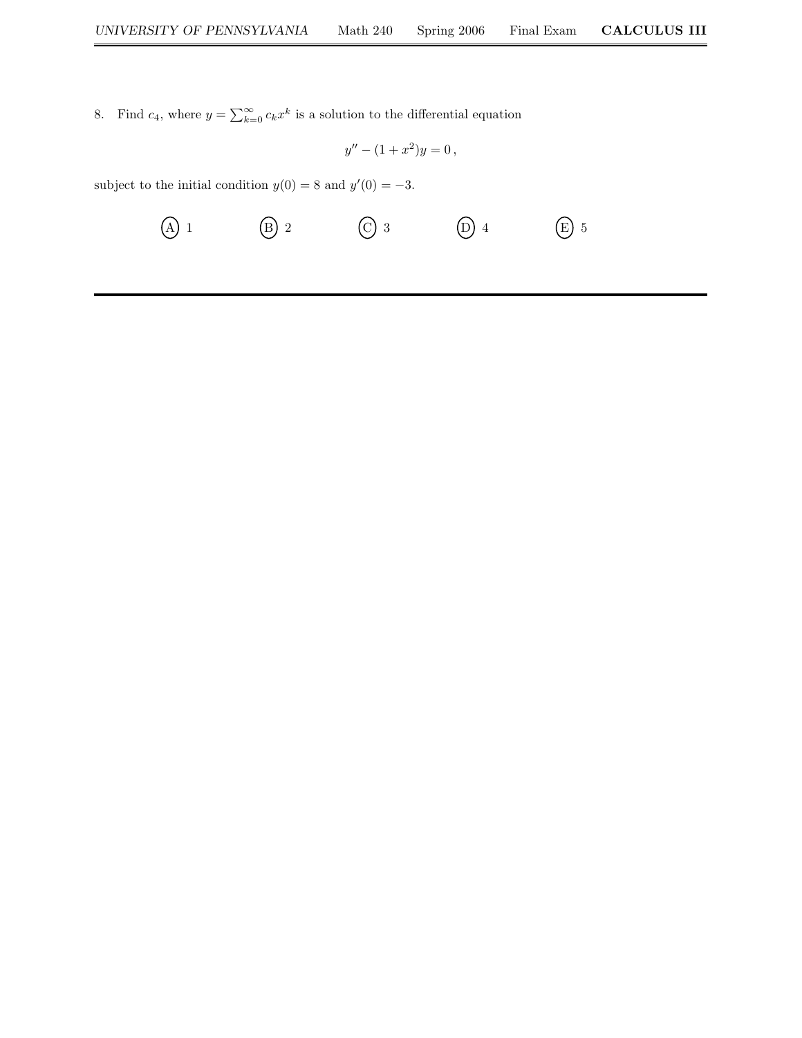8. Find $c_4$, where $y = \sum_{k=0}^{\infty} c_k x^k$ is a solution to the differential equation

$$y'' - (1 + x^2)y = 0\,,$$

subject to the initial condition $y(0) = 8$ and $y'(0) = -3$.

(A) 1 (B) 2 (C) 3 (D) 4 (E) 5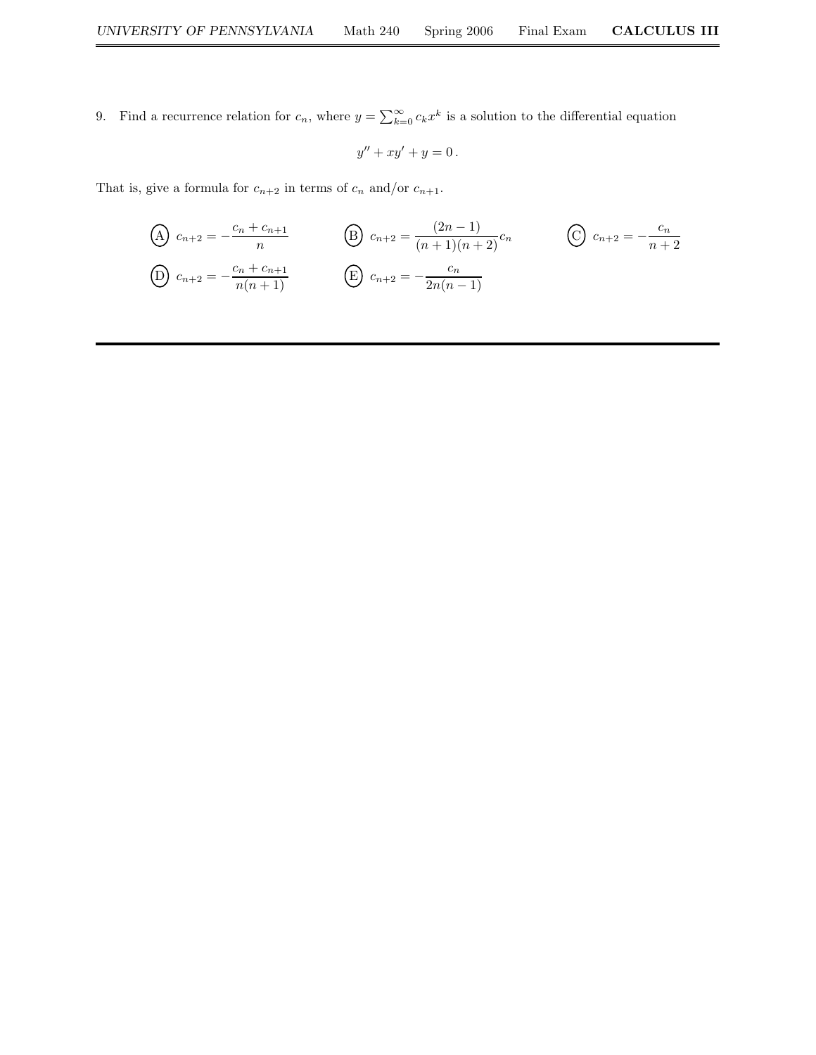9. Find a recurrence relation for $c_n$, where $y = \sum_{k=0}^{\infty} c_k x^k$ is a solution to the differential equation

$$y'' + xy' + y = 0\,.$$

That is, give a formula for $c_{n+2}$ in terms of $c_n$ and/or $c_{n+1}$.

(A) $c_{n+2} = -\dfrac{c_n + c_{n+1}}{n}$

(B) $c_{n+2} = \dfrac{(2n-1)}{(n+1)(n+2)} c_n$

(C) $c_{n+2} = -\dfrac{c_n}{n+2}$

(D) $c_{n+2} = -\dfrac{c_n + c_{n+1}}{n(n+1)}$

(E) $c_{n+2} = -\dfrac{c_n}{2n(n-1)}$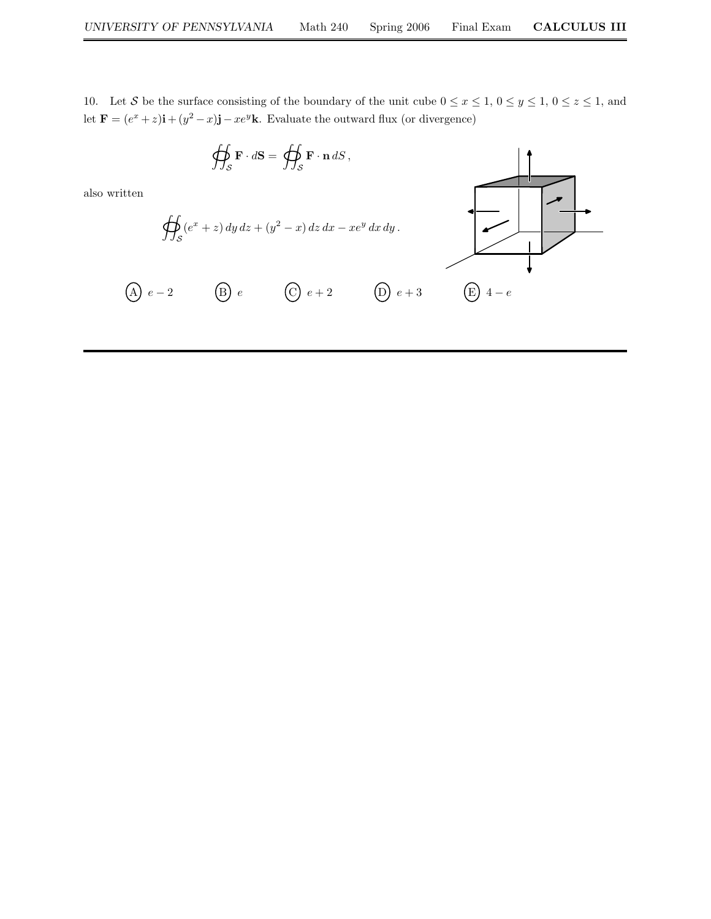10. Let $\mathcal{S}$ be the surface consisting of the boundary of the unit cube $0 \le x \le 1$, $0 \le y \le 1$, $0 \le z \le 1$, and let $\mathbf{F} = (e^x + z)\mathbf{i} + (y^2 - x)\mathbf{j} - xe^y\mathbf{k}$. Evaluate the outward flux (or divergence)

$$\oiint_{\mathcal{S}} \mathbf{F} \cdot d\mathbf{S} = \oiint_{\mathcal{S}} \mathbf{F} \cdot \mathbf{n}\, dS\,,$$

also written

$$\oiint_{\mathcal{S}} (e^x + z)\, dy\, dz + (y^2 - x)\, dz\, dx - xe^y\, dx\, dy\,.$$

(A) $e - 2$ (B) $e$ (C) $e + 2$ (D) $e + 3$ (E) $4 - e$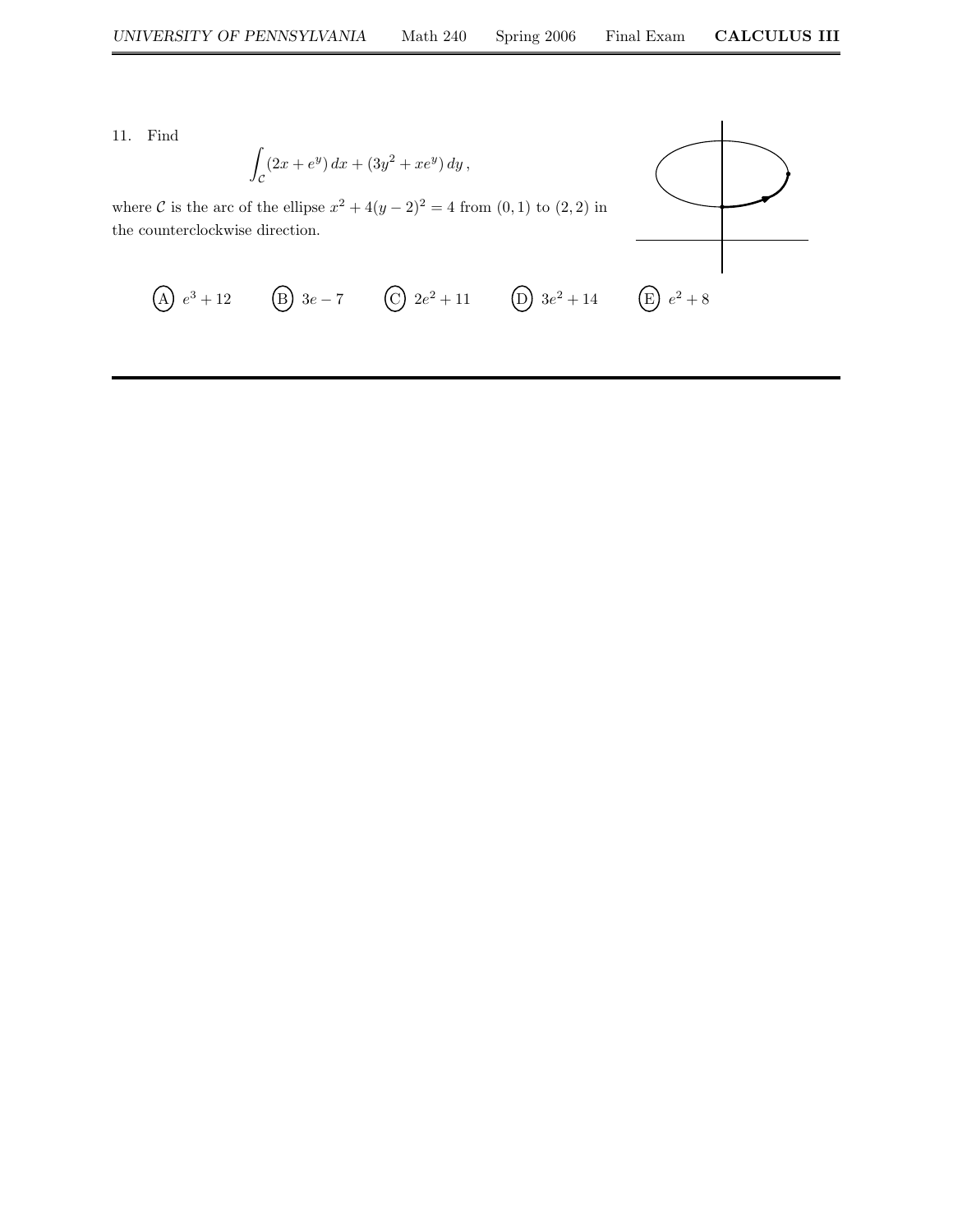11. Find

$$\int_{\mathcal{C}} (2x + e^y)\, dx + (3y^2 + xe^y)\, dy\,,$$

where $\mathcal{C}$ is the arc of the ellipse $x^2 + 4(y-2)^2 = 4$ from $(0,1)$ to $(2,2)$ in the counterclockwise direction.

(A) $e^3 + 12$ (B) $3e - 7$ (C) $2e^2 + 11$ (D) $3e^2 + 14$ (E) $e^2 + 8$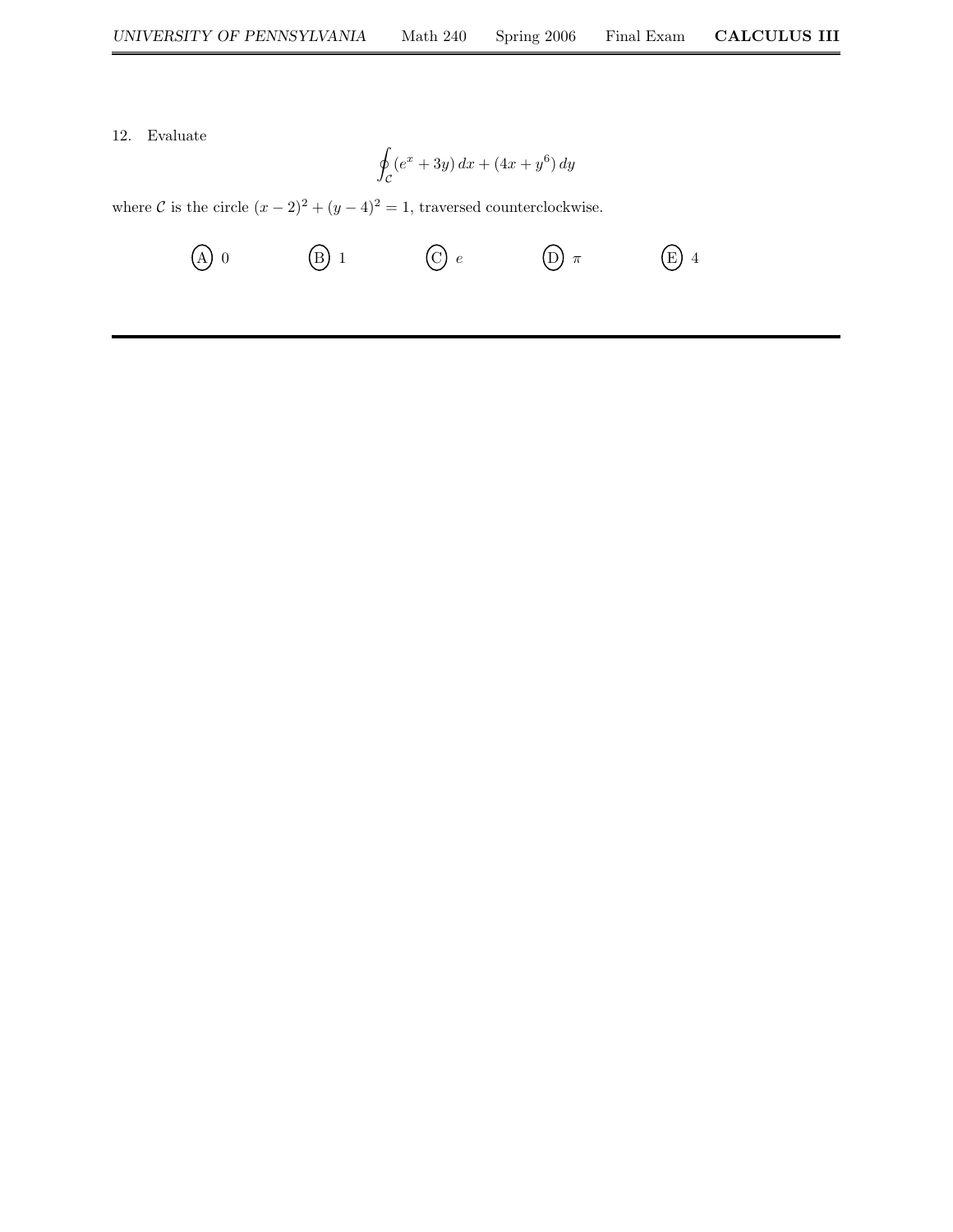12. Evaluate

$$\oint_{\mathcal{C}} (e^x + 3y)\, dx + (4x + y^6)\, dy$$

where $\mathcal{C}$ is the circle $(x-2)^2 + (y-4)^2 = 1$, traversed counterclockwise.

(A) 0 (B) 1 (C) $e$ (D) $\pi$ (E) 4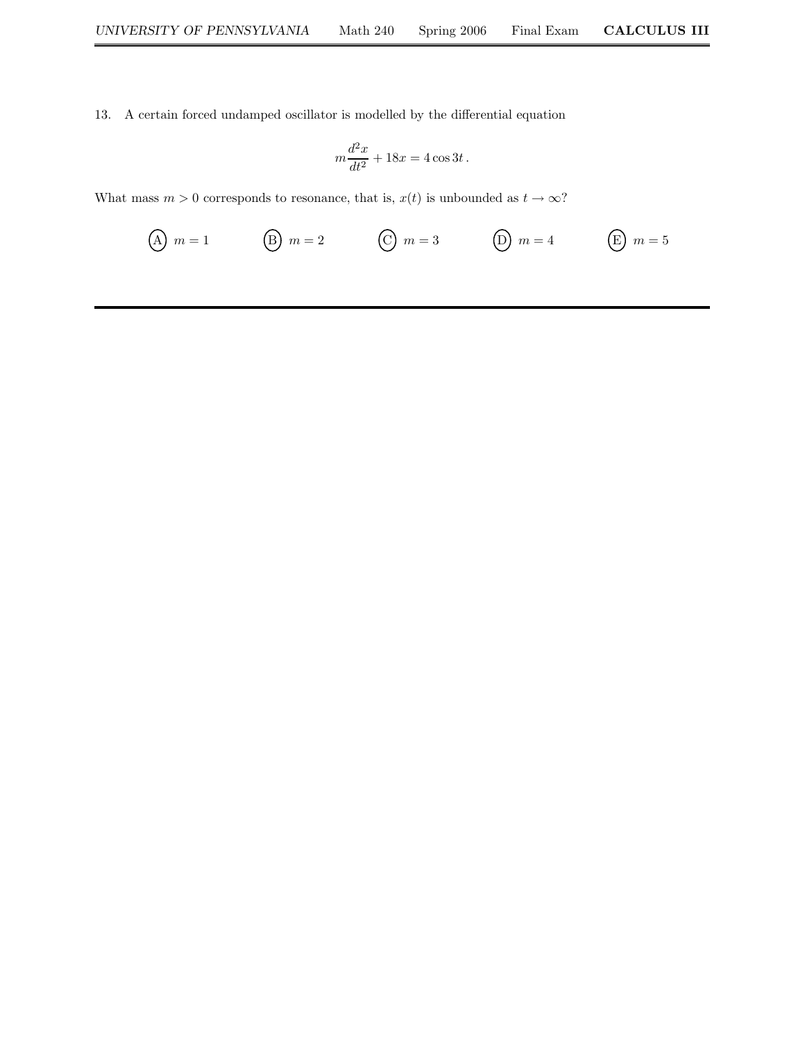13. A certain forced undamped oscillator is modelled by the differential equation

$$m\frac{d^2x}{dt^2} + 18x = 4\cos 3t\,.$$

What mass $m > 0$ corresponds to resonance, that is, $x(t)$ is unbounded as $t \to \infty$?

(A) $m = 1$ (B) $m = 2$ (C) $m = 3$ (D) $m = 4$ (E) $m = 5$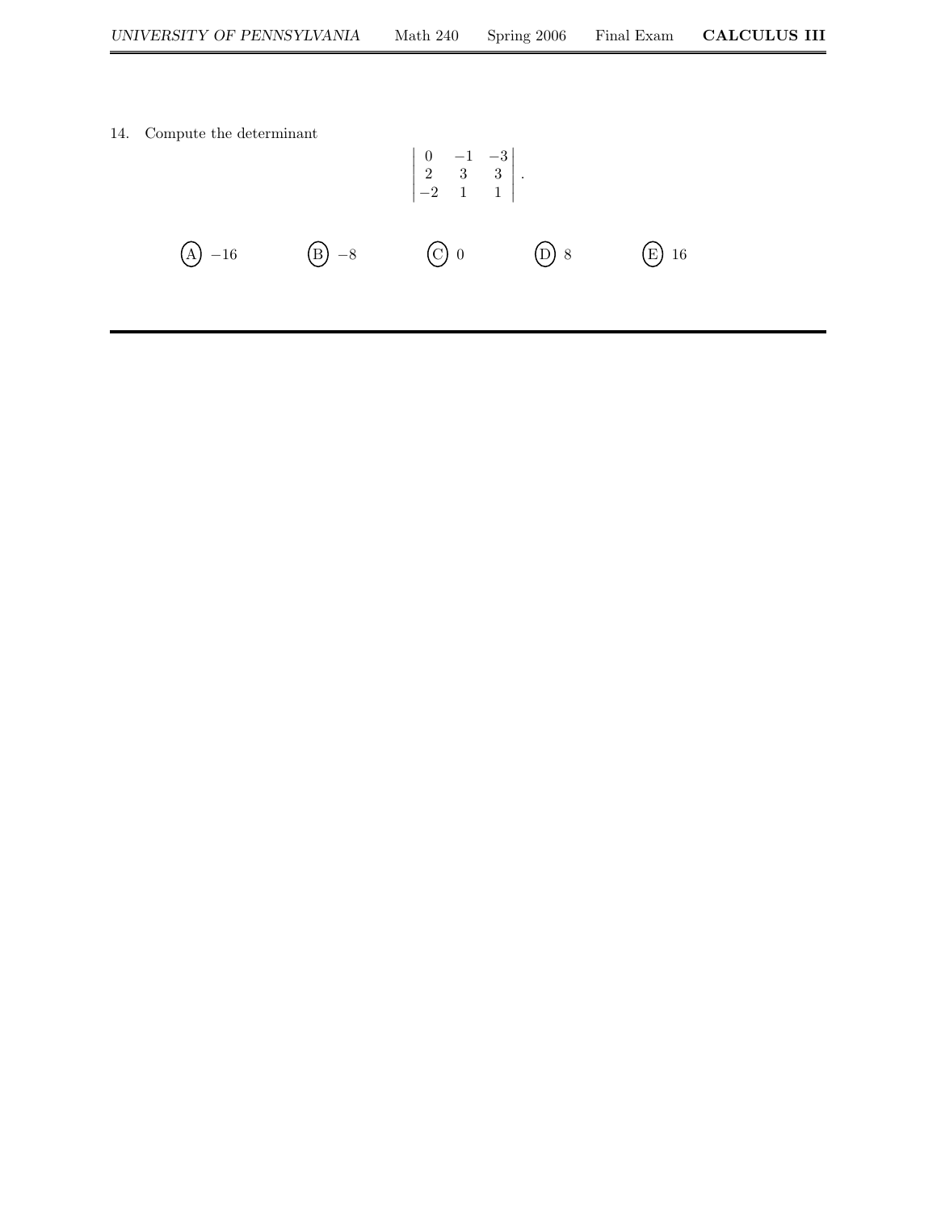14. Compute the determinant

$$\begin{vmatrix} 0 & -1 & -3 \\ 2 & 3 & 3 \\ -2 & 1 & 1 \end{vmatrix}.$$

(A) $-16$ (B) $-8$ (C) $0$ (D) $8$ (E) $16$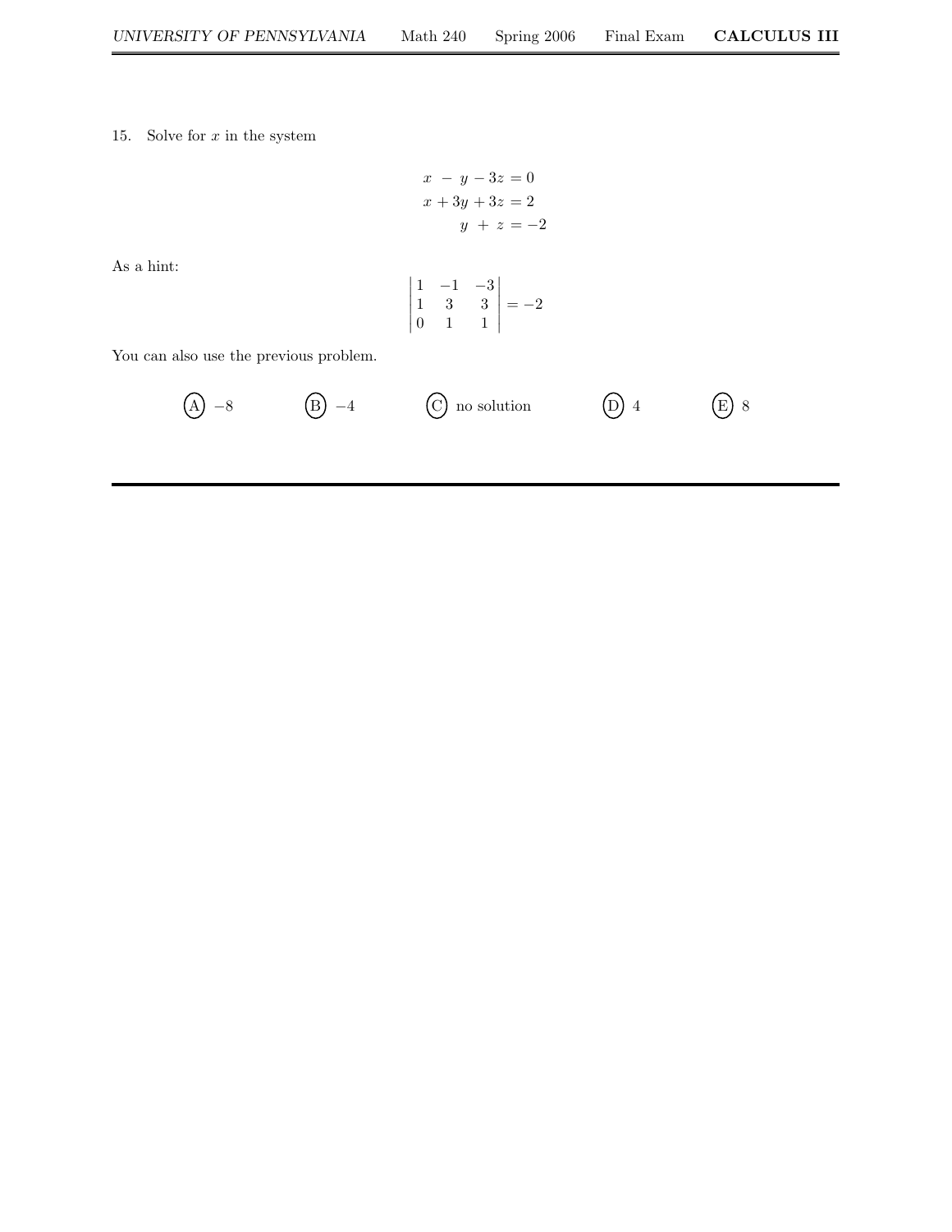15. Solve for $x$ in the system

$$
\begin{aligned}
x - y - 3z &= 0 \\
x + 3y + 3z &= 2 \\
y + z &= -2
\end{aligned}
$$

As a hint:

$$
\begin{vmatrix} 1 & -1 & -3 \\ 1 & 3 & 3 \\ 0 & 1 & 1 \end{vmatrix} = -2
$$

You can also use the previous problem.

(A) $-8$ (B) $-4$ (C) no solution (D) $4$ (E) $8$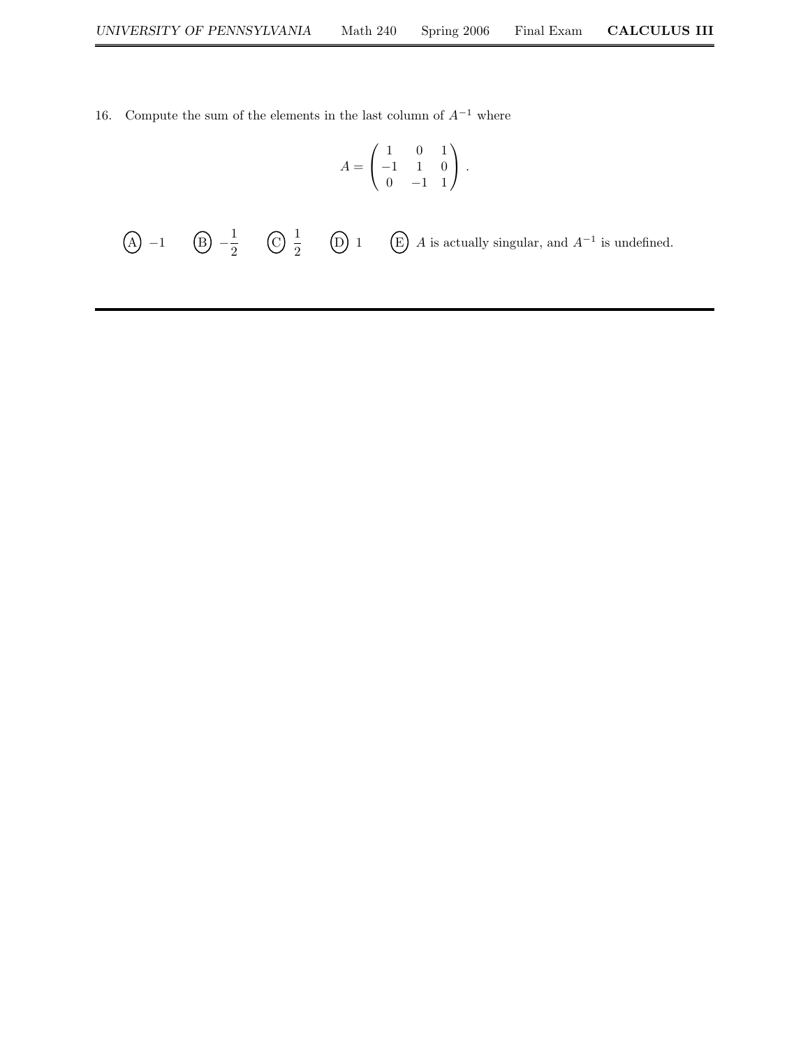16. Compute the sum of the elements in the last column of $A^{-1}$ where

$$A = \begin{pmatrix} 1 & 0 & 1 \\ -1 & 1 & 0 \\ 0 & -1 & 1 \end{pmatrix}.$$

(A) $-1$ (B) $-\frac{1}{2}$ (C) $\frac{1}{2}$ (D) $1$ (E) $A$ is actually singular, and $A^{-1}$ is undefined.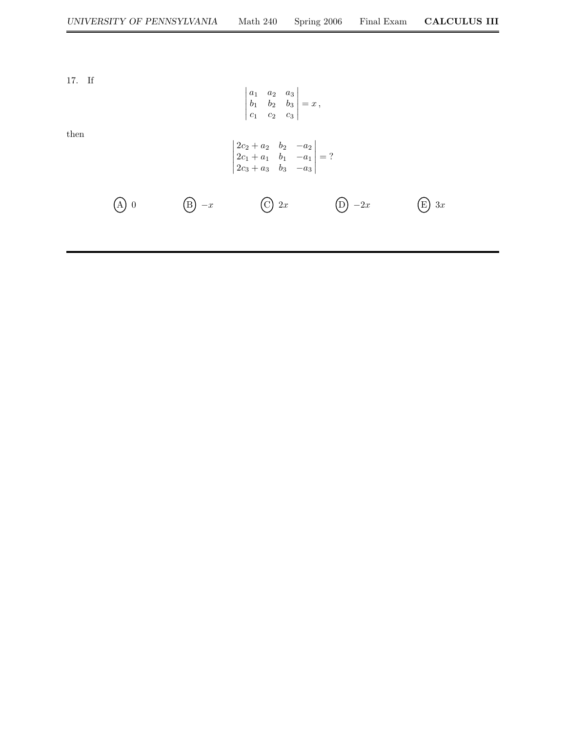17. If

$$\begin{vmatrix} a_1 & a_2 & a_3 \\ b_1 & b_2 & b_3 \\ c_1 & c_2 & c_3 \end{vmatrix} = x\,,$$

then

$$\begin{vmatrix} 2c_2 + a_2 & b_2 & -a_2 \\ 2c_1 + a_1 & b_1 & -a_1 \\ 2c_3 + a_3 & b_3 & -a_3 \end{vmatrix} = ?$$

(A) $0$ (B) $-x$ (C) $2x$ (D) $-2x$ (E) $3x$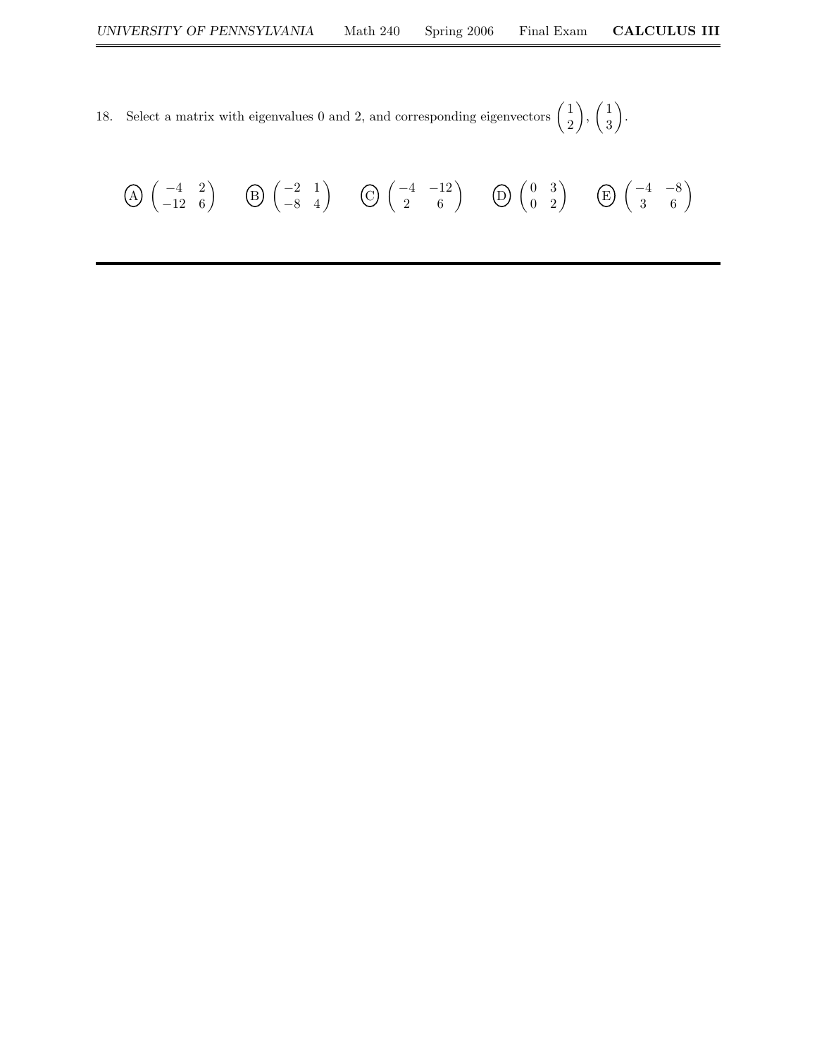18. Select a matrix with eigenvalues 0 and 2, and corresponding eigenvectors $\begin{pmatrix} 1 \\ 2 \end{pmatrix}$, $\begin{pmatrix} 1 \\ 3 \end{pmatrix}$.

(A) $\begin{pmatrix} -4 & 2 \\ -12 & 6 \end{pmatrix}$ (B) $\begin{pmatrix} -2 & 1 \\ -8 & 4 \end{pmatrix}$ (C) $\begin{pmatrix} -4 & -12 \\ 2 & 6 \end{pmatrix}$ (D) $\begin{pmatrix} 0 & 3 \\ 0 & 2 \end{pmatrix}$ (E) $\begin{pmatrix} -4 & -8 \\ 3 & 6 \end{pmatrix}$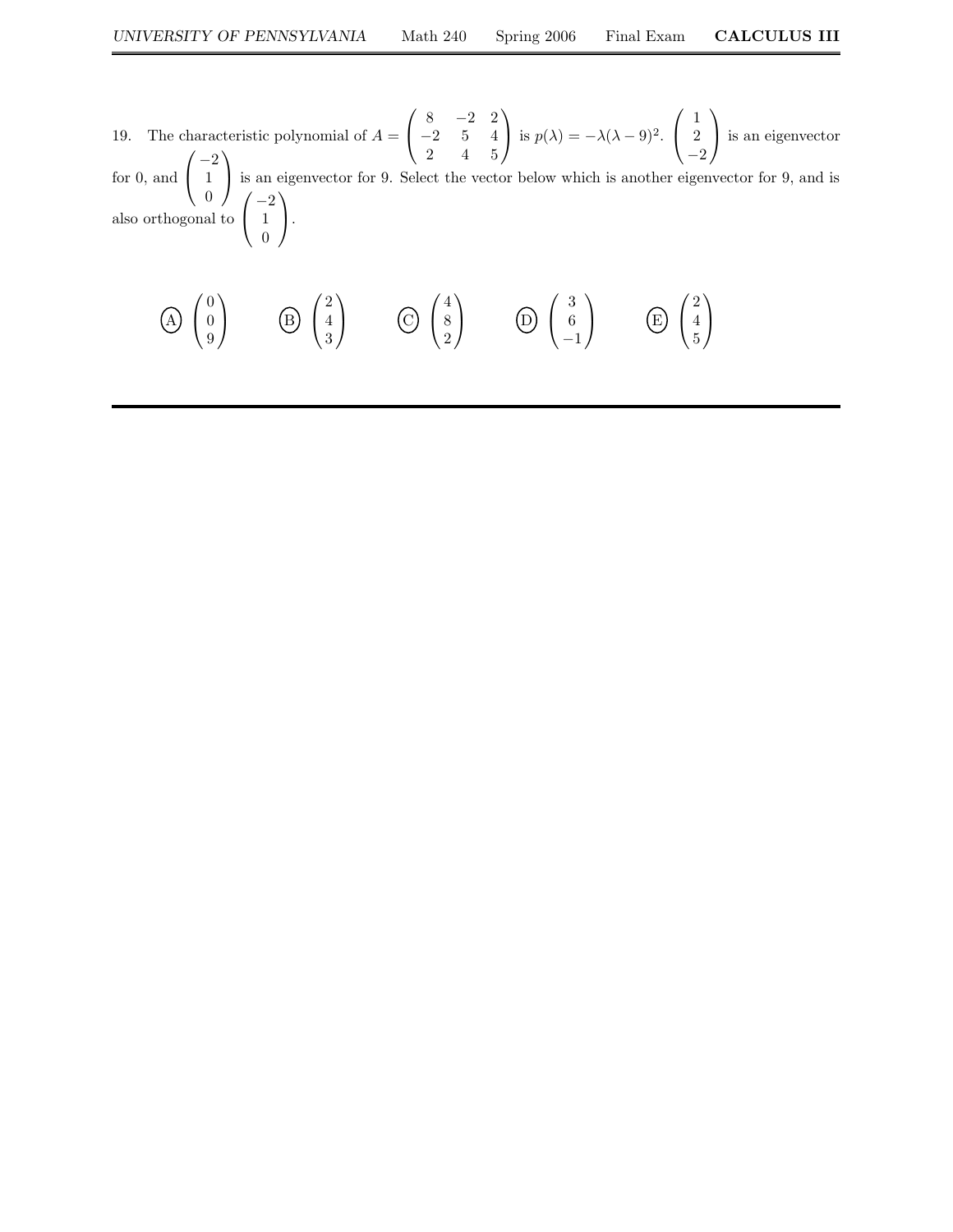19. The characteristic polynomial of $A = \begin{pmatrix} 8 & -2 & 2 \\ -2 & 5 & 4 \\ 2 & 4 & 5 \end{pmatrix}$ is $p(\lambda) = -\lambda(\lambda - 9)^2$. $\begin{pmatrix} 1 \\ 2 \\ -2 \end{pmatrix}$ is an eigenvector for 0, and $\begin{pmatrix} -2 \\ 1 \\ 0 \end{pmatrix}$ is an eigenvector for 9. Select the vector below which is another eigenvector for 9, and is also orthogonal to $\begin{pmatrix} -2 \\ 1 \\ 0 \end{pmatrix}$.

(A) $\begin{pmatrix} 0 \\ 0 \\ 9 \end{pmatrix}$ (B) $\begin{pmatrix} 2 \\ 4 \\ 3 \end{pmatrix}$ (C) $\begin{pmatrix} 4 \\ 8 \\ 2 \end{pmatrix}$ (D) $\begin{pmatrix} 3 \\ 6 \\ -1 \end{pmatrix}$ (E) $\begin{pmatrix} 2 \\ 4 \\ 5 \end{pmatrix}$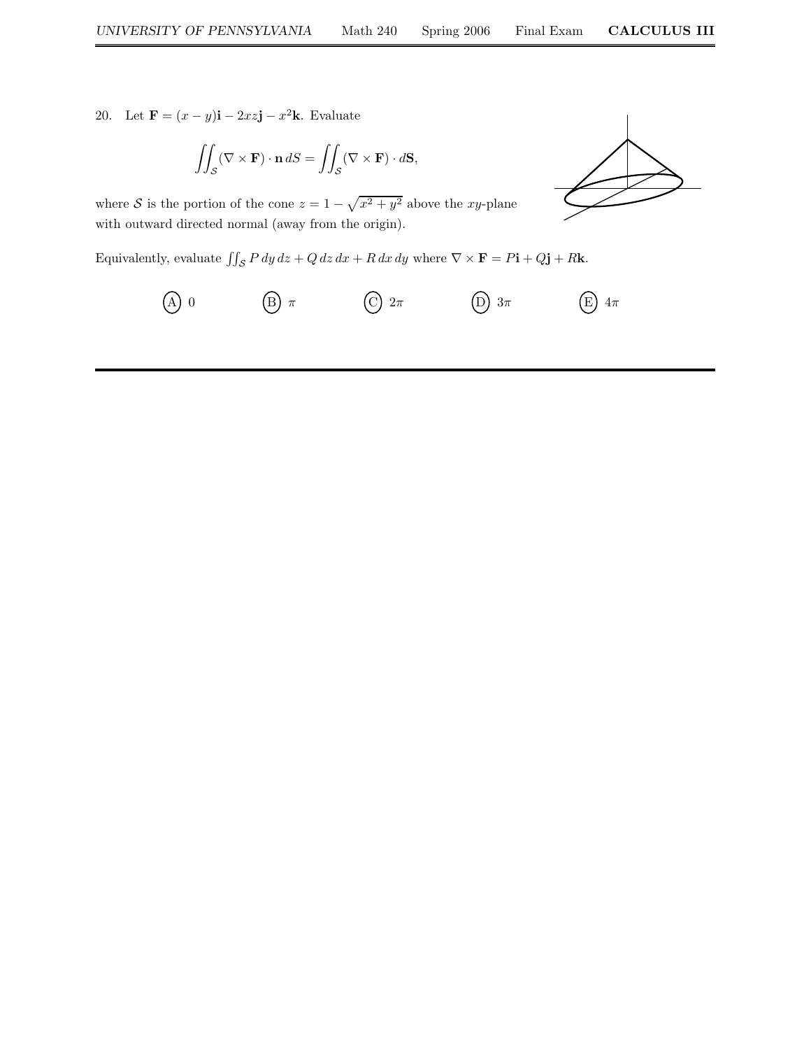20. Let $\mathbf{F} = (x - y)\mathbf{i} - 2xz\mathbf{j} - x^2\mathbf{k}$. Evaluate

$$\iint_{\mathcal{S}} (\nabla \times \mathbf{F}) \cdot \mathbf{n}\, dS = \iint_{\mathcal{S}} (\nabla \times \mathbf{F}) \cdot d\mathbf{S},$$

where $\mathcal{S}$ is the portion of the cone $z = 1 - \sqrt{x^2 + y^2}$ above the $xy$-plane with outward directed normal (away from the origin).

Equivalently, evaluate $\iint_{\mathcal{S}} P\, dy\, dz + Q\, dz\, dx + R\, dx\, dy$ where $\nabla \times \mathbf{F} = P\mathbf{i} + Q\mathbf{j} + R\mathbf{k}$.

(A) 0 (B) $\pi$ (C) $2\pi$ (D) $3\pi$ (E) $4\pi$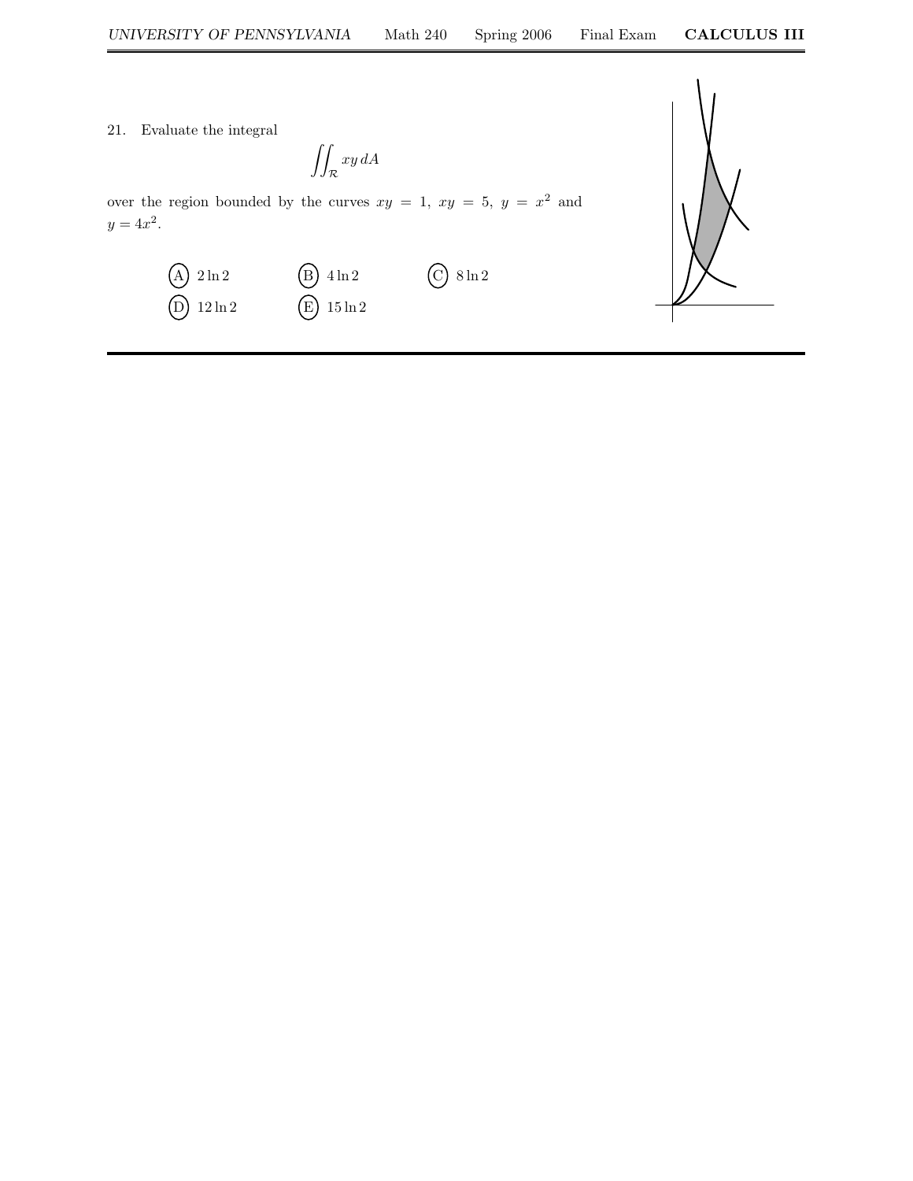21. Evaluate the integral

$$\iint_{\mathcal{R}} xy \, dA$$

over the region bounded by the curves $xy = 1$, $xy = 5$, $y = x^2$ and $y = 4x^2$.

Ⓐ $2 \ln 2$  Ⓑ $4 \ln 2$  Ⓒ $8 \ln 2$

Ⓓ $12 \ln 2$  Ⓔ $15 \ln 2$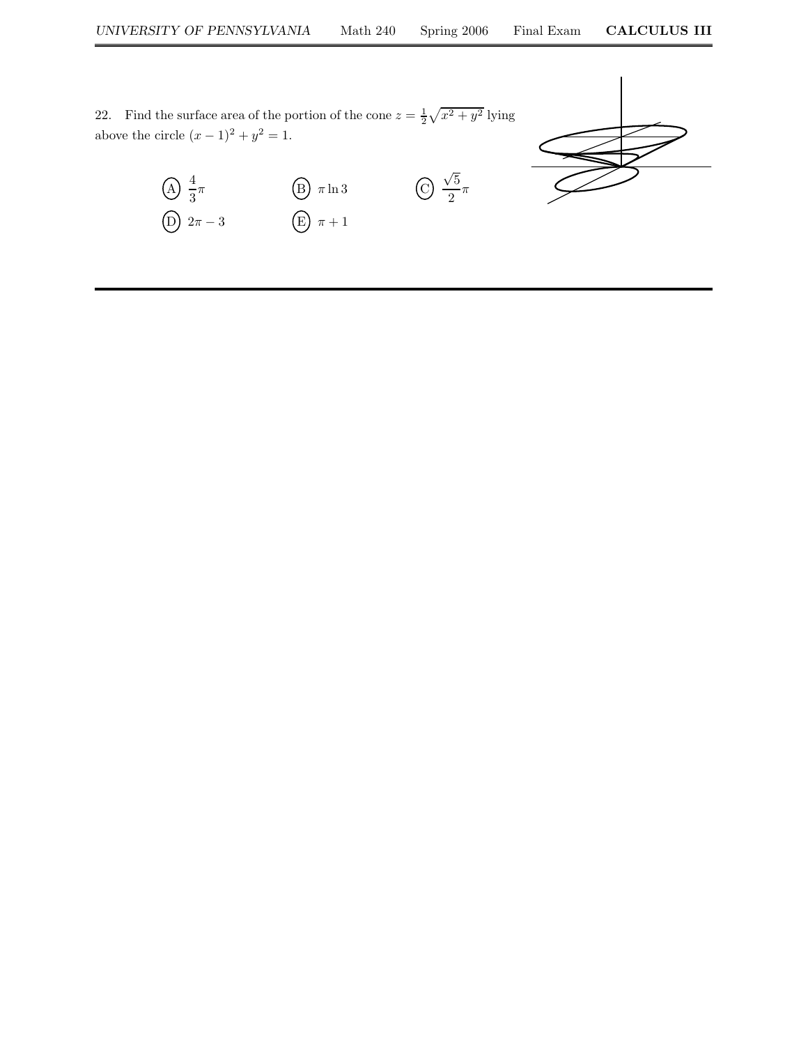22. Find the surface area of the portion of the cone $z = \frac{1}{2}\sqrt{x^2 + y^2}$ lying above the circle $(x-1)^2 + y^2 = 1$.

(A) $\frac{4}{3}\pi$

(B) $\pi \ln 3$

(C) $\frac{\sqrt{5}}{2}\pi$

(D) $2\pi - 3$

(E) $\pi + 1$